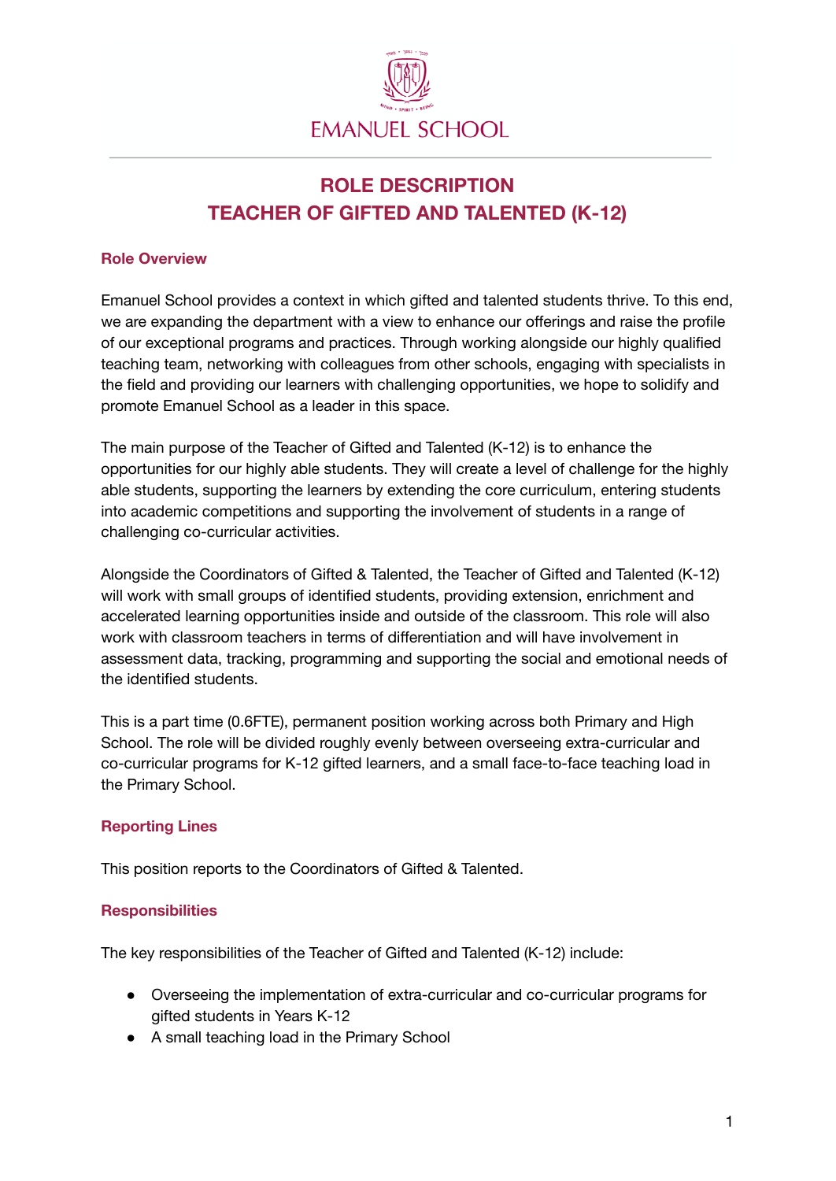EMANUEL SCHOOL

# ROLE DESCRIPTION
# TEACHER OF GIFTED AND TALENTED (K-12)

## Role Overview

Emanuel School provides a context in which gifted and talented students thrive. To this end, we are expanding the department with a view to enhance our offerings and raise the profile of our exceptional programs and practices. Through working alongside our highly qualified teaching team, networking with colleagues from other schools, engaging with specialists in the field and providing our learners with challenging opportunities, we hope to solidify and promote Emanuel School as a leader in this space.

The main purpose of the Teacher of Gifted and Talented (K-12) is to enhance the opportunities for our highly able students. They will create a level of challenge for the highly able students, supporting the learners by extending the core curriculum, entering students into academic competitions and supporting the involvement of students in a range of challenging co-curricular activities.

Alongside the Coordinators of Gifted & Talented, the Teacher of Gifted and Talented (K-12) will work with small groups of identified students, providing extension, enrichment and accelerated learning opportunities inside and outside of the classroom. This role will also work with classroom teachers in terms of differentiation and will have involvement in assessment data, tracking, programming and supporting the social and emotional needs of the identified students.

This is a part time (0.6FTE), permanent position working across both Primary and High School. The role will be divided roughly evenly between overseeing extra-curricular and co-curricular programs for K-12 gifted learners, and a small face-to-face teaching load in the Primary School.

## Reporting Lines

This position reports to the Coordinators of Gifted & Talented.

## Responsibilities

The key responsibilities of the Teacher of Gifted and Talented (K-12) include:

- Overseeing the implementation of extra-curricular and co-curricular programs for gifted students in Years K-12
- A small teaching load in the Primary School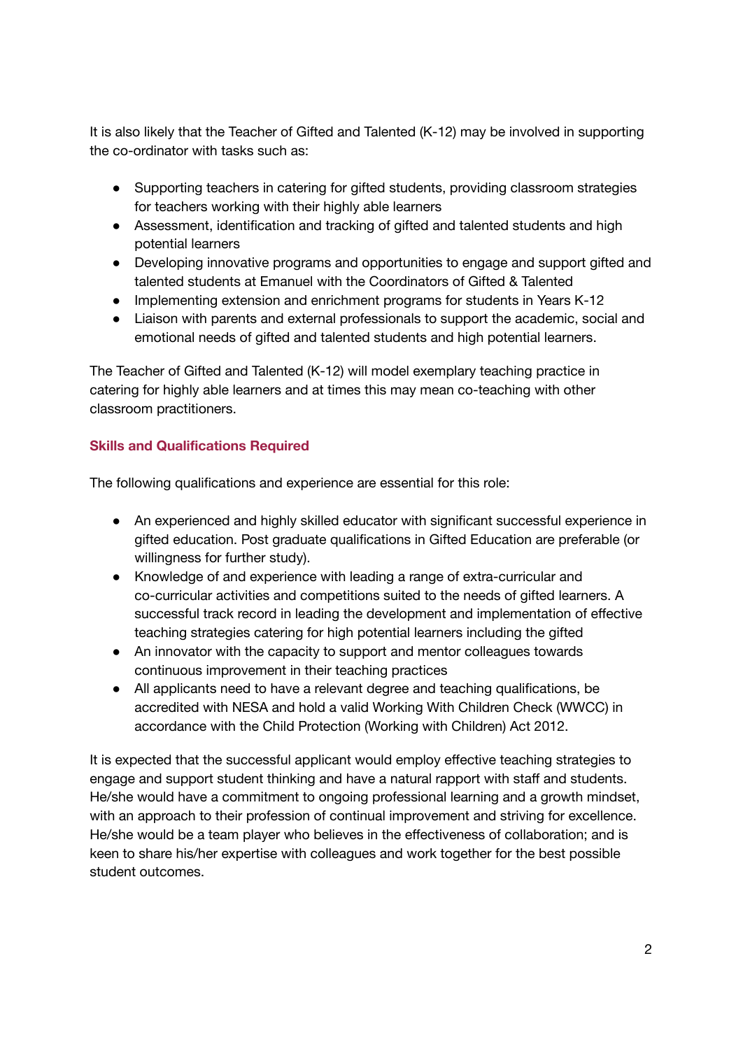It is also likely that the Teacher of Gifted and Talented (K-12) may be involved in supporting the co-ordinator with tasks such as:

- Supporting teachers in catering for gifted students, providing classroom strategies for teachers working with their highly able learners
- Assessment, identification and tracking of gifted and talented students and high potential learners
- Developing innovative programs and opportunities to engage and support gifted and talented students at Emanuel with the Coordinators of Gifted & Talented
- Implementing extension and enrichment programs for students in Years K-12
- Liaison with parents and external professionals to support the academic, social and emotional needs of gifted and talented students and high potential learners.

The Teacher of Gifted and Talented (K-12) will model exemplary teaching practice in catering for highly able learners and at times this may mean co-teaching with other classroom practitioners.

## Skills and Qualifications Required

The following qualifications and experience are essential for this role:

- An experienced and highly skilled educator with significant successful experience in gifted education. Post graduate qualifications in Gifted Education are preferable (or willingness for further study).
- Knowledge of and experience with leading a range of extra-curricular and co-curricular activities and competitions suited to the needs of gifted learners. A successful track record in leading the development and implementation of effective teaching strategies catering for high potential learners including the gifted
- An innovator with the capacity to support and mentor colleagues towards continuous improvement in their teaching practices
- All applicants need to have a relevant degree and teaching qualifications, be accredited with NESA and hold a valid Working With Children Check (WWCC) in accordance with the Child Protection (Working with Children) Act 2012.

It is expected that the successful applicant would employ effective teaching strategies to engage and support student thinking and have a natural rapport with staff and students. He/she would have a commitment to ongoing professional learning and a growth mindset, with an approach to their profession of continual improvement and striving for excellence. He/she would be a team player who believes in the effectiveness of collaboration; and is keen to share his/her expertise with colleagues and work together for the best possible student outcomes.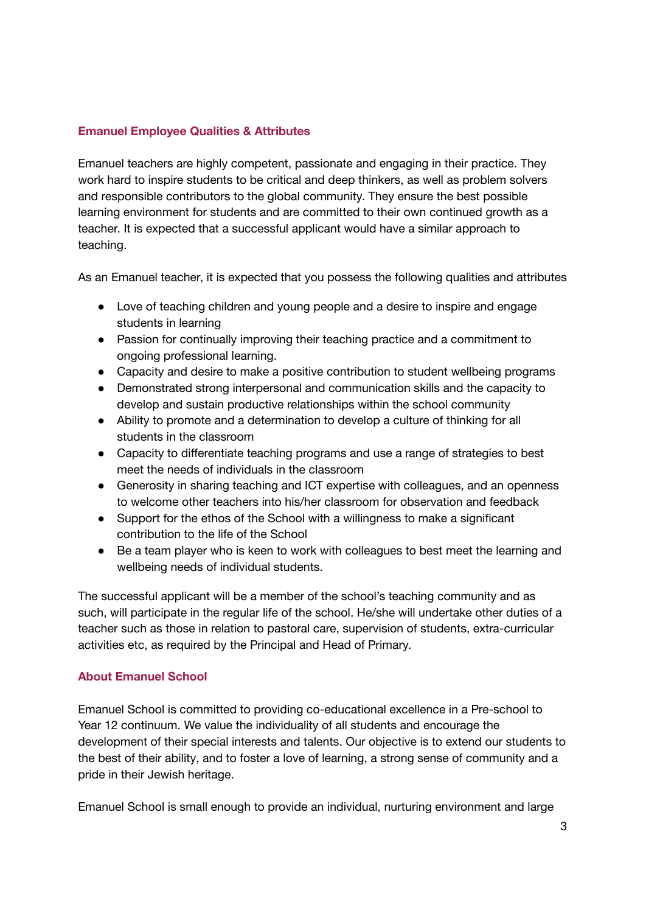## Emanuel Employee Qualities & Attributes

Emanuel teachers are highly competent, passionate and engaging in their practice. They work hard to inspire students to be critical and deep thinkers, as well as problem solvers and responsible contributors to the global community. They ensure the best possible learning environment for students and are committed to their own continued growth as a teacher. It is expected that a successful applicant would have a similar approach to teaching.

As an Emanuel teacher, it is expected that you possess the following qualities and attributes

- Love of teaching children and young people and a desire to inspire and engage students in learning
- Passion for continually improving their teaching practice and a commitment to ongoing professional learning.
- Capacity and desire to make a positive contribution to student wellbeing programs
- Demonstrated strong interpersonal and communication skills and the capacity to develop and sustain productive relationships within the school community
- Ability to promote and a determination to develop a culture of thinking for all students in the classroom
- Capacity to differentiate teaching programs and use a range of strategies to best meet the needs of individuals in the classroom
- Generosity in sharing teaching and ICT expertise with colleagues, and an openness to welcome other teachers into his/her classroom for observation and feedback
- Support for the ethos of the School with a willingness to make a significant contribution to the life of the School
- Be a team player who is keen to work with colleagues to best meet the learning and wellbeing needs of individual students.

The successful applicant will be a member of the school's teaching community and as such, will participate in the regular life of the school. He/she will undertake other duties of a teacher such as those in relation to pastoral care, supervision of students, extra-curricular activities etc, as required by the Principal and Head of Primary.

## About Emanuel School

Emanuel School is committed to providing co-educational excellence in a Pre-school to Year 12 continuum. We value the individuality of all students and encourage the development of their special interests and talents. Our objective is to extend our students to the best of their ability, and to foster a love of learning, a strong sense of community and a pride in their Jewish heritage.

Emanuel School is small enough to provide an individual, nurturing environment and large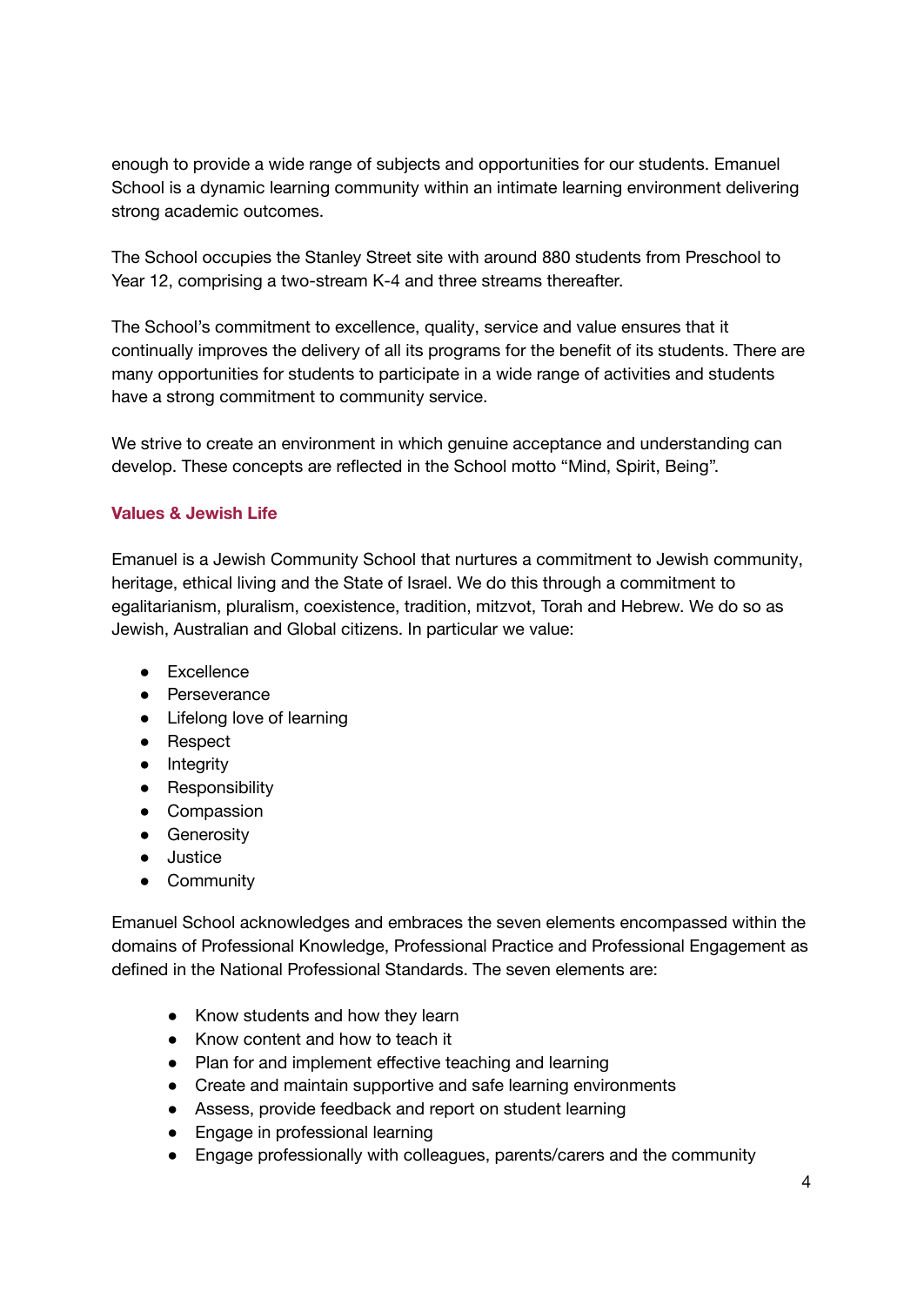enough to provide a wide range of subjects and opportunities for our students. Emanuel School is a dynamic learning community within an intimate learning environment delivering strong academic outcomes.

The School occupies the Stanley Street site with around 880 students from Preschool to Year 12, comprising a two-stream K-4 and three streams thereafter.

The School's commitment to excellence, quality, service and value ensures that it continually improves the delivery of all its programs for the benefit of its students. There are many opportunities for students to participate in a wide range of activities and students have a strong commitment to community service.

We strive to create an environment in which genuine acceptance and understanding can develop. These concepts are reflected in the School motto "Mind, Spirit, Being".

### Values & Jewish Life

Emanuel is a Jewish Community School that nurtures a commitment to Jewish community, heritage, ethical living and the State of Israel. We do this through a commitment to egalitarianism, pluralism, coexistence, tradition, mitzvot, Torah and Hebrew. We do so as Jewish, Australian and Global citizens. In particular we value:

- Excellence
- Perseverance
- Lifelong love of learning
- Respect
- Integrity
- Responsibility
- Compassion
- Generosity
- Justice
- Community

Emanuel School acknowledges and embraces the seven elements encompassed within the domains of Professional Knowledge, Professional Practice and Professional Engagement as defined in the National Professional Standards. The seven elements are:

- Know students and how they learn
- Know content and how to teach it
- Plan for and implement effective teaching and learning
- Create and maintain supportive and safe learning environments
- Assess, provide feedback and report on student learning
- Engage in professional learning
- Engage professionally with colleagues, parents/carers and the community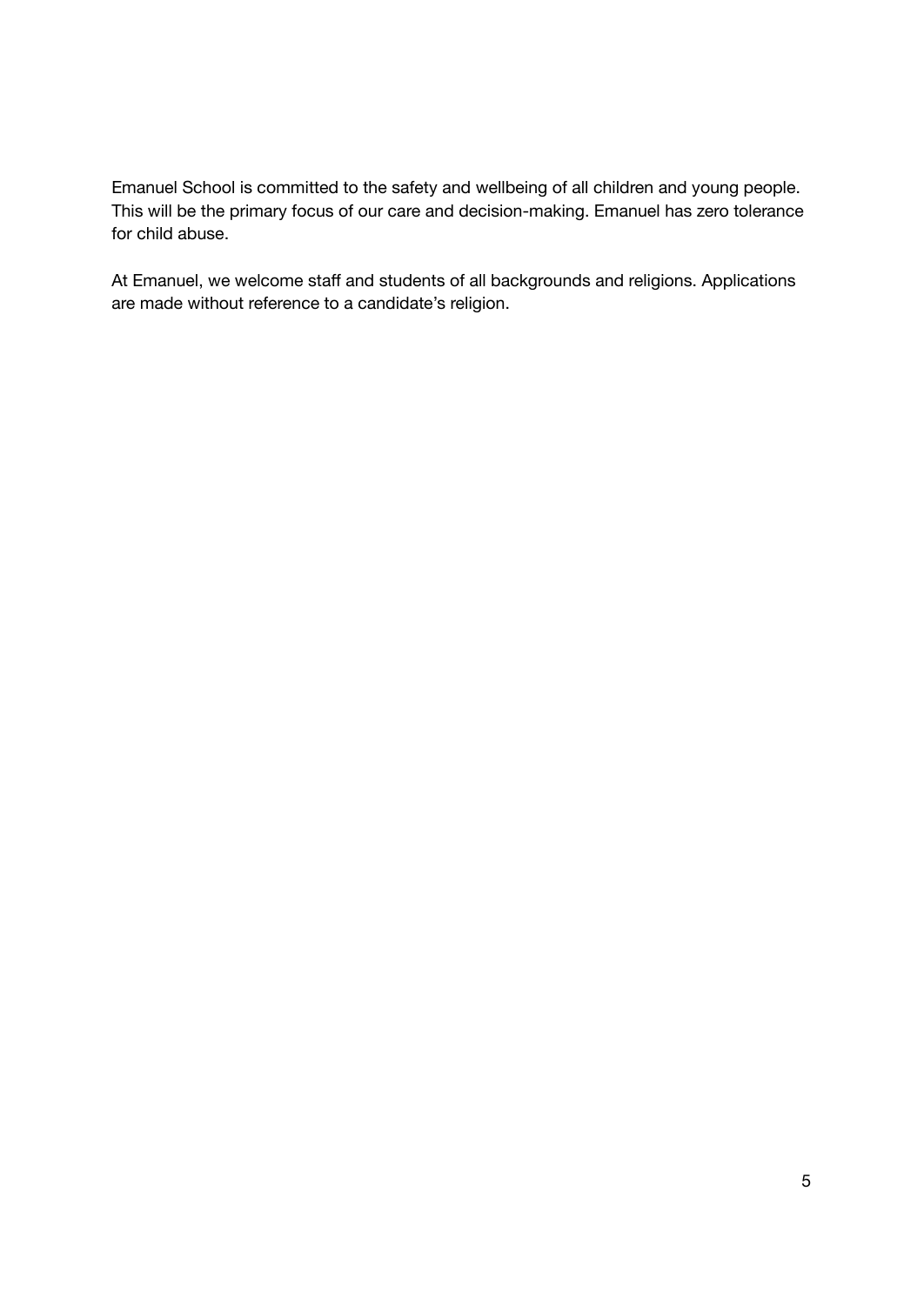Emanuel School is committed to the safety and wellbeing of all children and young people. This will be the primary focus of our care and decision-making. Emanuel has zero tolerance for child abuse.

At Emanuel, we welcome staff and students of all backgrounds and religions. Applications are made without reference to a candidate's religion.